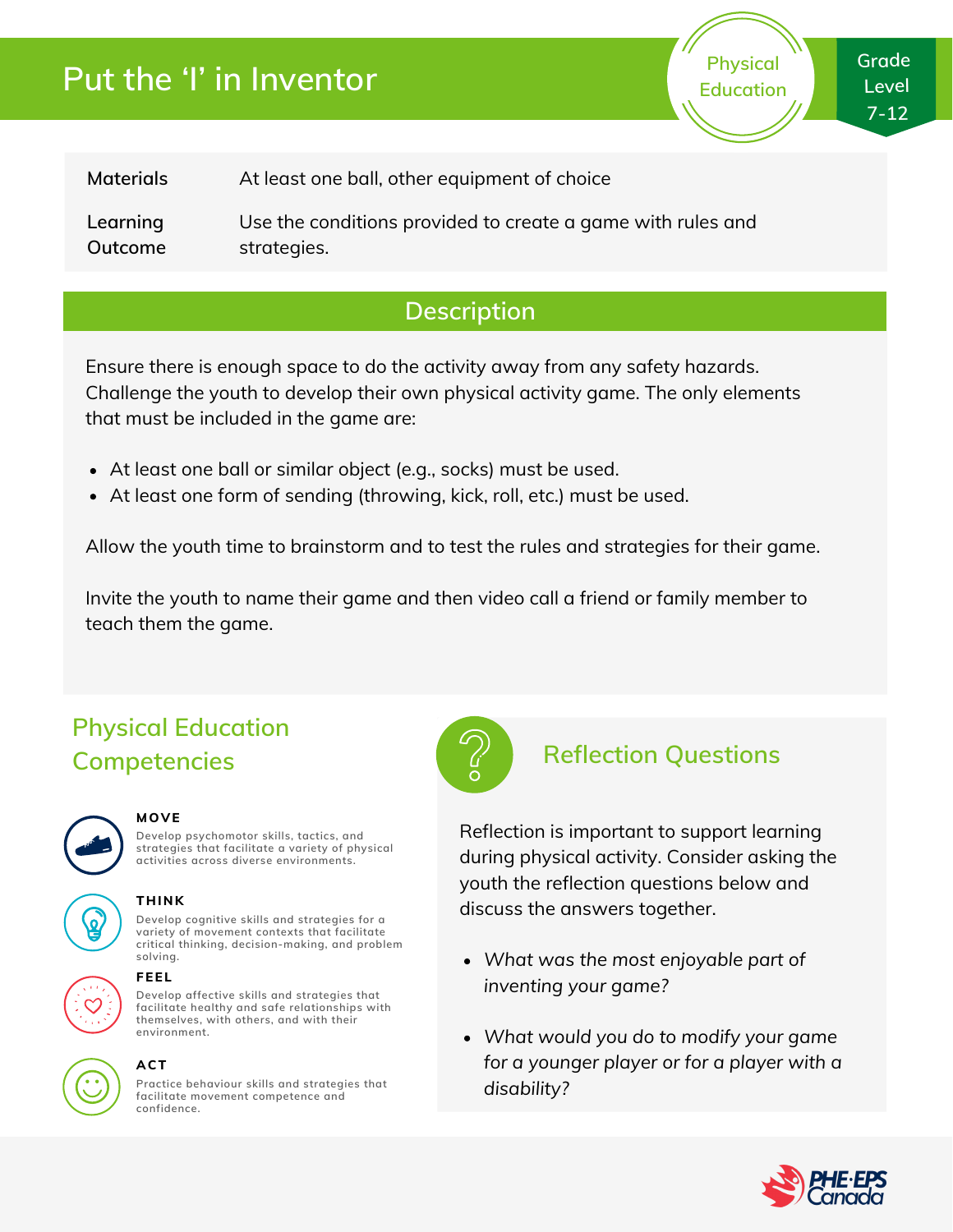# Put the 'I' in Inventor

Physical Education

Grade Level 7-12

| | |
|---|---|
| **Materials** | At least one ball, other equipment of choice |
| **Learning Outcome** | Use the conditions provided to create a game with rules and strategies. |

## Description

Ensure there is enough space to do the activity away from any safety hazards. Challenge the youth to develop their own physical activity game. The only elements that must be included in the game are:

- At least one ball or similar object (e.g., socks) must be used.
- At least one form of sending (throwing, kick, roll, etc.) must be used.

Allow the youth time to brainstorm and to test the rules and strategies for their game.

Invite the youth to name their game and then video call a friend or family member to teach them the game.

## Physical Education Competencies

**MOVE**

Develop psychomotor skills, tactics, and strategies that facilitate a variety of physical activities across diverse environments.

**THINK**

Develop cognitive skills and strategies for a variety of movement contexts that facilitate critical thinking, decision-making, and problem solving.

**FEEL**

Develop affective skills and strategies that facilitate healthy and safe relationships with themselves, with others, and with their environment.

**ACT**

Practice behaviour skills and strategies that facilitate movement competence and confidence.

## Reflection Questions

Reflection is important to support learning during physical activity. Consider asking the youth the reflection questions below and discuss the answers together.

- *What was the most enjoyable part of inventing your game?*
- *What would you do to modify your game for a younger player or for a player with a disability?*

PHE·EPS Canada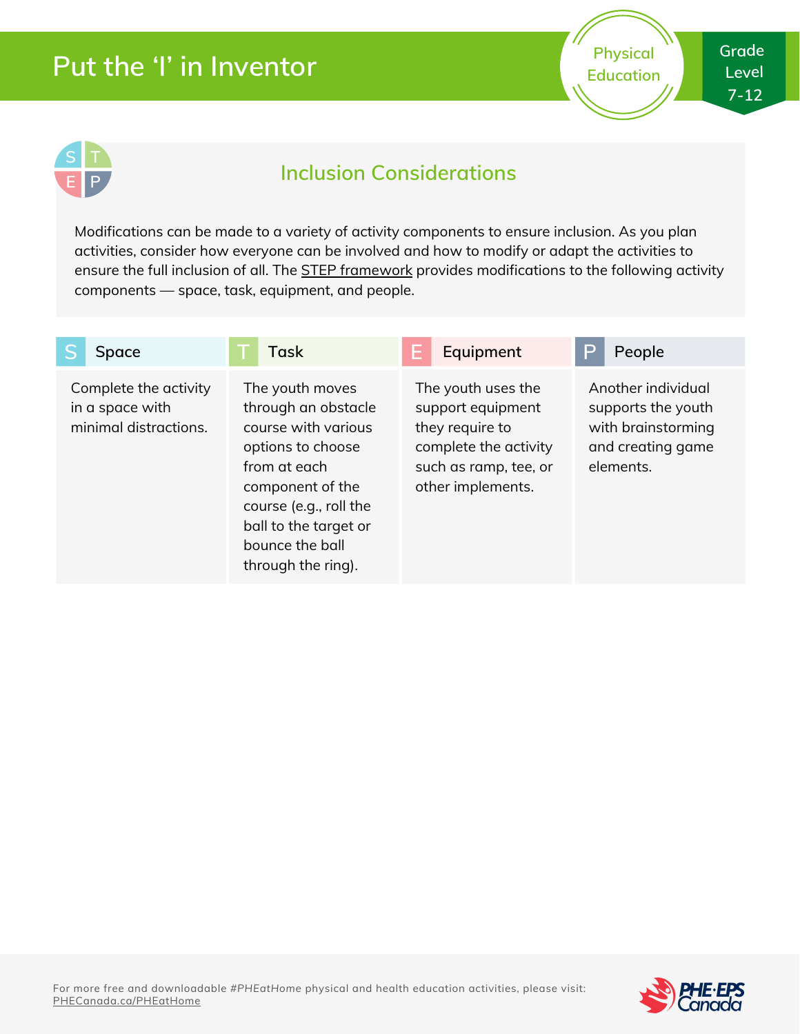# Put the 'I' in Inventor

Physical Education

Grade Level 7-12

## Inclusion Considerations

Modifications can be made to a variety of activity components to ensure inclusion. As you plan activities, consider how everyone can be involved and how to modify or adapt the activities to ensure the full inclusion of all. The STEP framework provides modifications to the following activity components — space, task, equipment, and people.

| S Space | T Task | E Equipment | P People |
|---|---|---|---|
| Complete the activity in a space with minimal distractions. | The youth moves through an obstacle course with various options to choose from at each component of the course (e.g., roll the ball to the target or bounce the ball through the ring). | The youth uses the support equipment they require to complete the activity such as ramp, tee, or other implements. | Another individual supports the youth with brainstorming and creating game elements. |

For more free and downloadable #PHEatHome physical and health education activities, please visit: PHECanada.ca/PHEatHome